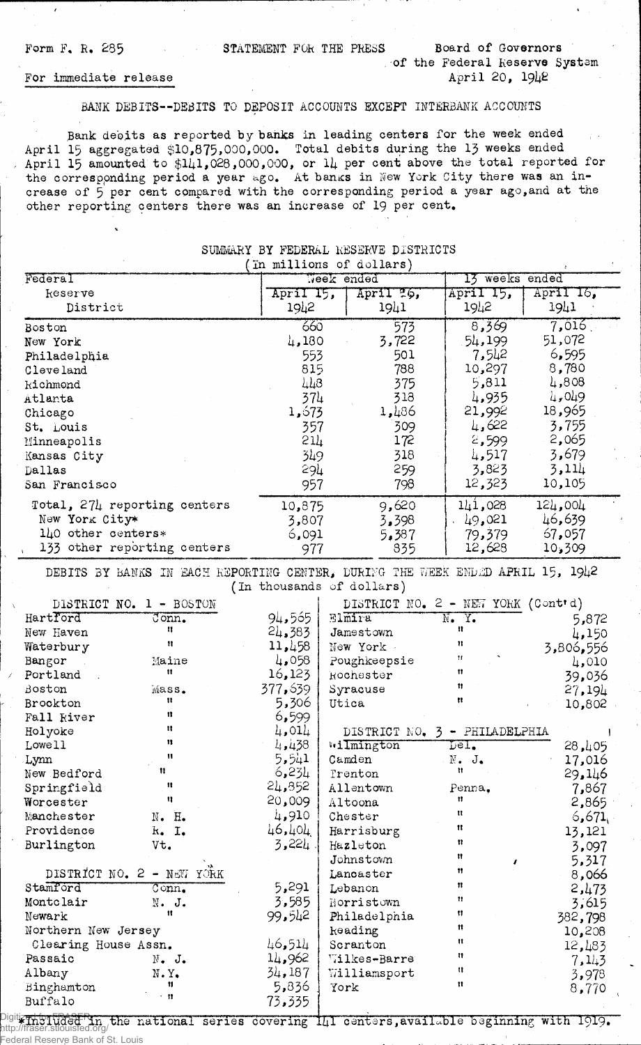Form F. R. 285

STATEMENT FOR THE PRESS

Board of Governors
of the Federal Reserve System
April 20, 1942

For immediate release

BANK DEBITS--DEBITS TO DEPOSIT ACCOUNTS EXCEPT INTERBANK ACCOUNTS

Bank debits as reported by banks in leading centers for the week ended April 15 aggregated $10,875,000,000. Total debits during the 13 weeks ended April 15 amounted to $141,028,000,000, or 14 per cent above the total reported for the corresponding period a year ago. At banks in New York City there was an increase of 5 per cent compared with the corresponding period a year ago, and at the other reporting centers there was an increase of 19 per cent.

SUMMARY BY FEDERAL RESERVE DISTRICTS
(In millions of dollars)

| Federal Reserve District | Week ended | | 13 weeks ended | |
|---|---|---|---|---|
| | April 15, 1942 | April 16, 1941 | April 15, 1942 | April 16, 1941 |
| Boston | 660 | 573 | 8,369 | 7,016 |
| New York | 4,180 | 3,722 | 54,199 | 51,072 |
| Philadelphia | 553 | 501 | 7,542 | 6,595 |
| Cleveland | 815 | 788 | 10,297 | 8,780 |
| Richmond | 448 | 375 | 5,811 | 4,808 |
| Atlanta | 374 | 318 | 4,935 | 4,049 |
| Chicago | 1,673 | 1,486 | 21,992 | 18,965 |
| St. Louis | 357 | 309 | 4,622 | 3,755 |
| Minneapolis | 214 | 172 | 2,599 | 2,065 |
| Kansas City | 349 | 318 | 4,517 | 3,679 |
| Dallas | 294 | 259 | 3,823 | 3,114 |
| San Francisco | 957 | 798 | 12,323 | 10,105 |
| Total, 274 reporting centers | 10,875 | 9,620 | 141,028 | 124,004 |
| New York City* | 3,807 | 3,398 | 49,021 | 46,639 |
| 140 other centers* | 6,091 | 5,387 | 79,379 | 67,057 |
| 133 other reporting centers | 977 | 835 | 12,628 | 10,309 |

DEBITS BY BANKS IN EACH REPORTING CENTER, DURING THE WEEK ENDED APRIL 15, 1942
(In thousands of dollars)

| DISTRICT NO. 1 - BOSTON | | |
|---|---|---|
| Hartford | Conn. | 94,565 |
| New Haven | " | 24,383 |
| Waterbury | " | 11,458 |
| Bangor | Maine | 4,058 |
| Portland | " | 16,123 |
| Boston | Mass. | 377,639 |
| Brockton | " | 5,306 |
| Fall River | " | 6,599 |
| Holyoke | " | 4,014 |
| Lowell | " | 4,438 |
| Lynn | " | 5,541 |
| New Bedford | " | 6,234 |
| Springfield | " | 24,852 |
| Worcester | " | 20,009 |
| Manchester | N. H. | 4,910 |
| Providence | R. I. | 46,404 |
| Burlington | Vt. | 3,224 |

| DISTRICT NO. 2 - NEW YORK | | |
|---|---|---|
| Stamford | Conn. | 5,291 |
| Montclair | N. J. | 3,585 |
| Newark | " | 99,542 |
| Northern New Jersey Clearing House Assn. | | 46,514 |
| Passaic | N. J. | 14,962 |
| Albany | N.Y. | 34,187 |
| Binghamton | " | 5,836 |
| Buffalo | " | 73,335 |
| Elmira | N. Y. | 5,872 |
| Jamestown | " | 4,150 |
| New York | " | 3,806,556 |
| Poughkeepsie | " | 4,010 |
| Rochester | " | 39,036 |
| Syracuse | " | 27,194 |
| Utica | " | 10,802 |

| DISTRICT NO. 3 - PHILADELPHIA | | |
|---|---|---|
| Wilmington | Del. | 28,405 |
| Camden | N. J. | 17,016 |
| Trenton | " | 29,146 |
| Allentown | Penna. | 7,867 |
| Altoona | " | 2,865 |
| Chester | " | 6,671 |
| Harrisburg | " | 13,121 |
| Hazleton | " | 3,097 |
| Johnstown | " | 5,317 |
| Lancaster | " | 8,066 |
| Lebanon | " | 2,473 |
| Norristown | " | 3,615 |
| Philadelphia | " | 382,798 |
| Reading | " | 10,208 |
| Scranton | " | 12,483 |
| Wilkes-Barre | " | 7,143 |
| Williamsport | " | 3,978 |
| York | " | 8,770 |

*Included in the national series covering 141 centers, available beginning with 1919.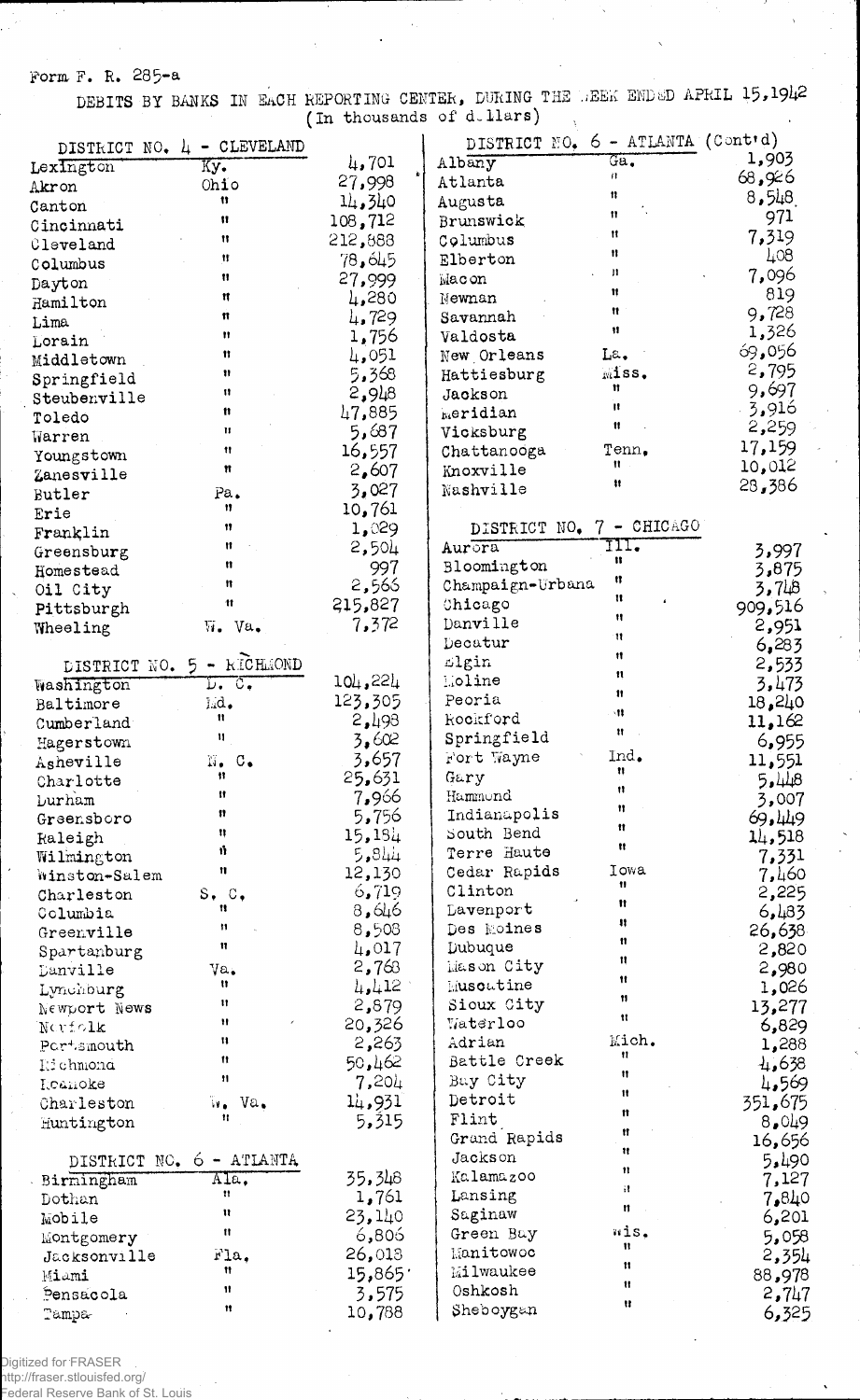Form F. R. 285-a

DEBITS BY BANKS IN EACH REPORTING CENTER, DURING THE WEEK ENDED APRIL 15,1942
(In thousands of dollars)

| DISTRICT NO. 4 - CLEVELAND | | |
|---|---|---|
| Lexington | Ky. | 4,701 |
| Akron | Ohio | 27,998 |
| Canton | " | 14,340 |
| Cincinnati | " | 108,712 |
| Cleveland | " | 212,888 |
| Columbus | " | 78,645 |
| Dayton | " | 27,999 |
| Hamilton | " | 4,280 |
| Lima | " | 4,729 |
| Lorain | " | 1,756 |
| Middletown | " | 4,051 |
| Springfield | " | 5,368 |
| Steubenville | " | 2,948 |
| Toledo | " | 47,885 |
| Warren | " | 5,687 |
| Youngstown | " | 16,557 |
| Zanesville | " | 2,607 |
| Butler | Pa. | 3,027 |
| Erie | " | 10,761 |
| Franklin | " | 1,029 |
| Greensburg | " | 2,504 |
| Homestead | " | 997 |
| Oil City | " | 2,565 |
| Pittsburgh | " | 215,827 |
| Wheeling | W. Va. | 7,372 |

| DISTRICT NO. 5 - RICHMOND | | |
|---|---|---|
| Washington | D. C. | 104,224 |
| Baltimore | Md. | 123,305 |
| Cumberland | " | 2,498 |
| Hagerstown | " | 3,602 |
| Asheville | N. C. | 3,657 |
| Charlotte | " | 25,631 |
| Durham | " | 7,966 |
| Greensboro | " | 5,756 |
| Raleigh | " | 15,184 |
| Wilmington | " | 5,844 |
| Winston-Salem | " | 12,130 |
| Charleston | S. C. | 6,719 |
| Columbia | " | 8,646 |
| Greenville | " | 8,508 |
| Spartanburg | " | 4,017 |
| Danville | Va. | 2,768 |
| Lynchburg | " | 4,412 |
| Newport News | " | 2,879 |
| Norfolk | " | 20,326 |
| Portsmouth | " | 2,263 |
| Richmond | " | 50,462 |
| Roanoke | " | 7,204 |
| Charleston | W. Va. | 14,931 |
| Huntington | " | 5,315 |

| DISTRICT NO. 6 - ATLANTA | | |
|---|---|---|
| Birmingham | Ala. | 35,348 |
| Dothan | " | 1,761 |
| Mobile | " | 23,140 |
| Montgomery | " | 6,806 |
| Jacksonville | Fla. | 26,018 |
| Miami | " | 15,865 |
| Pensacola | " | 3,575 |
| Tampa | " | 10,788 |

| DISTRICT NO. 6 - ATLANTA (Cont'd) | | |
|---|---|---|
| Albany | Ga. | 1,903 |
| Atlanta | " | 68,926 |
| Augusta | " | 8,548 |
| Brunswick | " | 971 |
| Columbus | " | 7,319 |
| Elberton | " | 408 |
| Macon | " | 7,096 |
| Newnan | " | 819 |
| Savannah | " | 9,728 |
| Valdosta | " | 1,326 |
| New Orleans | La. | 69,056 |
| Hattiesburg | Miss. | 2,795 |
| Jackson | " | 9,697 |
| Meridian | " | 3,916 |
| Vicksburg | " | 2,259 |
| Chattanooga | Tenn. | 17,159 |
| Knoxville | " | 10,012 |
| Nashville | " | 28,386 |

| DISTRICT NO. 7 - CHICAGO | | |
|---|---|---|
| Aurora | Ill. | 3,997 |
| Bloomington | " | 3,875 |
| Champaign-Urbana | " | 3,748 |
| Chicago | " | 909,516 |
| Danville | " | 2,951 |
| Decatur | " | 6,283 |
| Elgin | " | 2,533 |
| Moline | " | 3,473 |
| Peoria | " | 18,240 |
| Rockford | " | 11,162 |
| Springfield | " | 6,955 |
| Fort Wayne | Ind. | 11,551 |
| Gary | " | 5,448 |
| Hammond | " | 3,007 |
| Indianapolis | " | 69,449 |
| South Bend | " | 14,518 |
| Terre Haute | " | 7,331 |
| Cedar Rapids | Iowa | 7,460 |
| Clinton | " | 2,225 |
| Davenport | " | 6,483 |
| Des Moines | " | 26,638 |
| Dubuque | " | 2,820 |
| Mason City | " | 2,980 |
| Muscatine | " | 1,026 |
| Sioux City | " | 13,277 |
| Waterloo | " | 6,829 |
| Adrian | Mich. | 1,288 |
| Battle Creek | " | 4,638 |
| Bay City | " | 4,569 |
| Detroit | " | 351,675 |
| Flint | " | 8,049 |
| Grand Rapids | " | 16,656 |
| Jackson | " | 5,490 |
| Kalamazoo | " | 7,127 |
| Lansing | " | 7,840 |
| Saginaw | " | 6,201 |
| Green Bay | Wis. | 5,058 |
| Manitowoc | " | 2,354 |
| Milwaukee | " | 88,978 |
| Oshkosh | " | 2,747 |
| Sheboygan | " | 6,325 |

Digitized for FRASER
http://fraser.stlouisfed.org/
Federal Reserve Bank of St. Louis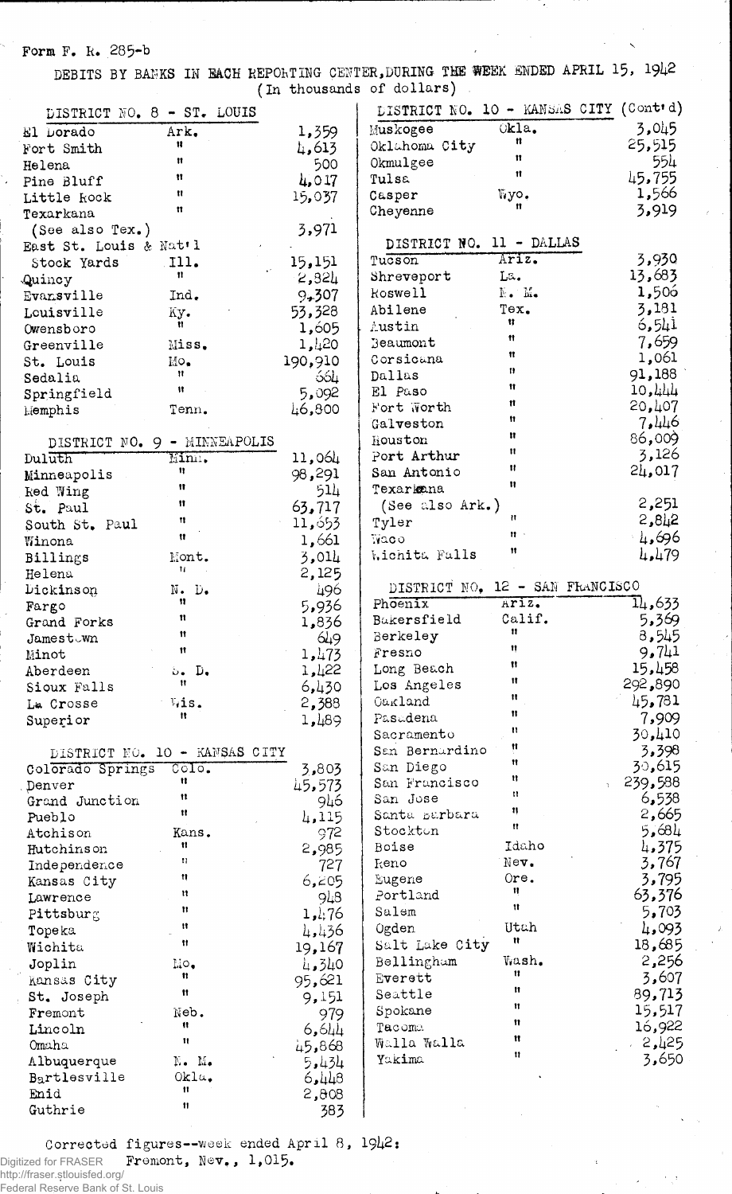Form F. R. 285-b

DEBITS BY BANKS IN EACH REPORTING CENTER, DURING THE WEEK ENDED APRIL 15, 1942
(In thousands of dollars)

| DISTRICT NO. 8 - ST. LOUIS | | |
|---|---|---|
| El Dorado | Ark. | 1,359 |
| Fort Smith | " | 4,613 |
| Helena | " | 500 |
| Pine Bluff | " | 4,017 |
| Little Rock | " | 15,037 |
| Texarkana (See also Tex.) | " | 3,971 |
| East St. Louis & Nat'l Stock Yards | Ill. | 15,151 |
| Quincy | " | 2,824 |
| Evansville | Ind. | 9,307 |
| Louisville | Ky. | 53,328 |
| Owensboro | " | 1,605 |
| Greenville | Miss. | 1,420 |
| St. Louis | Mo. | 190,910 |
| Sedalia | " | 664 |
| Springfield | " | 5,092 |
| Memphis | Tenn. | 46,800 |

| DISTRICT NO. 9 - MINNEAPOLIS | | |
|---|---|---|
| Duluth | Minn. | 11,064 |
| Minneapolis | " | 98,291 |
| Red Wing | " | 514 |
| St. Paul | " | 63,717 |
| South St. Paul | " | 11,653 |
| Winona | " | 1,661 |
| Billings | Mont. | 3,014 |
| Helena | " | 2,125 |
| Dickinson | N. D. | 496 |
| Fargo | " | 5,936 |
| Grand Forks | " | 1,836 |
| Jamestown | " | 649 |
| Minot | " | 1,473 |
| Aberdeen | S. D. | 1,422 |
| Sioux Falls | " | 6,430 |
| La Crosse | Wis. | 2,388 |
| Superior | " | 1,489 |

| DISTRICT NO. 10 - KANSAS CITY | | |
|---|---|---|
| Colorado Springs | Colo. | 3,803 |
| Denver | " | 45,573 |
| Grand Junction | " | 946 |
| Pueblo | " | 4,115 |
| Atchison | Kans. | 972 |
| Hutchinson | " | 2,985 |
| Independence | " | 727 |
| Kansas City | " | 6,205 |
| Lawrence | " | 948 |
| Pittsburg | " | 1,476 |
| Topeka | " | 4,436 |
| Wichita | " | 19,167 |
| Joplin | Mo. | 4,340 |
| Kansas City | " | 95,621 |
| St. Joseph | " | 9,151 |
| Fremont | Neb. | 979 |
| Lincoln | " | 6,644 |
| Omaha | " | 45,868 |
| Albuquerque | N. M. | 5,434 |
| Bartlesville | Okla. | 6,448 |
| Enid | " | 2,808 |
| Guthrie | " | 383 |

| DISTRICT NO. 10 - KANSAS CITY (Cont'd) | | |
|---|---|---|
| Muskogee | Okla. | 3,045 |
| Oklahoma City | " | 25,515 |
| Okmulgee | " | 554 |
| Tulsa | " | 45,755 |
| Casper | Wyo. | 1,566 |
| Cheyenne | " | 3,919 |

| DISTRICT NO. 11 - DALLAS | | |
|---|---|---|
| Tucson | Ariz. | 3,930 |
| Shreveport | La. | 13,683 |
| Roswell | N. M. | 1,506 |
| Abilene | Tex. | 3,181 |
| Austin | " | 6,541 |
| Beaumont | " | 7,659 |
| Corsicana | " | 1,061 |
| Dallas | " | 91,188 |
| El Paso | " | 10,444 |
| Fort Worth | " | 20,407 |
| Galveston | " | 7,446 |
| Houston | " | 86,009 |
| Port Arthur | " | 3,126 |
| San Antonio | " | 24,017 |
| Texarkana (See also Ark.) | " | 2,251 |
| Tyler | " | 2,842 |
| Waco | " | 4,696 |
| Wichita Falls | " | 4,479 |

| DISTRICT NO. 12 - SAN FRANCISCO | | |
|---|---|---|
| Phoenix | Ariz. | 14,633 |
| Bakersfield | Calif. | 5,369 |
| Berkeley | " | 8,545 |
| Fresno | " | 9,741 |
| Long Beach | " | 15,458 |
| Los Angeles | " | 292,890 |
| Oakland | " | 45,781 |
| Pasadena | " | 7,909 |
| Sacramento | " | 30,410 |
| San Bernardino | " | 3,398 |
| San Diego | " | 30,615 |
| San Francisco | " | 239,588 |
| San Jose | " | 6,538 |
| Santa Barbara | " | 2,665 |
| Stockton | " | 5,684 |
| Boise | Idaho | 4,375 |
| Reno | Nev. | 3,767 |
| Eugene | Ore. | 3,795 |
| Portland | " | 63,376 |
| Salem | " | 5,703 |
| Ogden | Utah | 4,093 |
| Salt Lake City | " | 18,685 |
| Bellingham | Wash. | 2,256 |
| Everett | " | 3,607 |
| Seattle | " | 89,713 |
| Spokane | " | 15,517 |
| Tacoma | " | 16,922 |
| Walla Walla | " | 2,425 |
| Yakima | " | 3,650 |

Corrected figures--week ended April 8, 1942:
Fremont, Nev., 1,015.